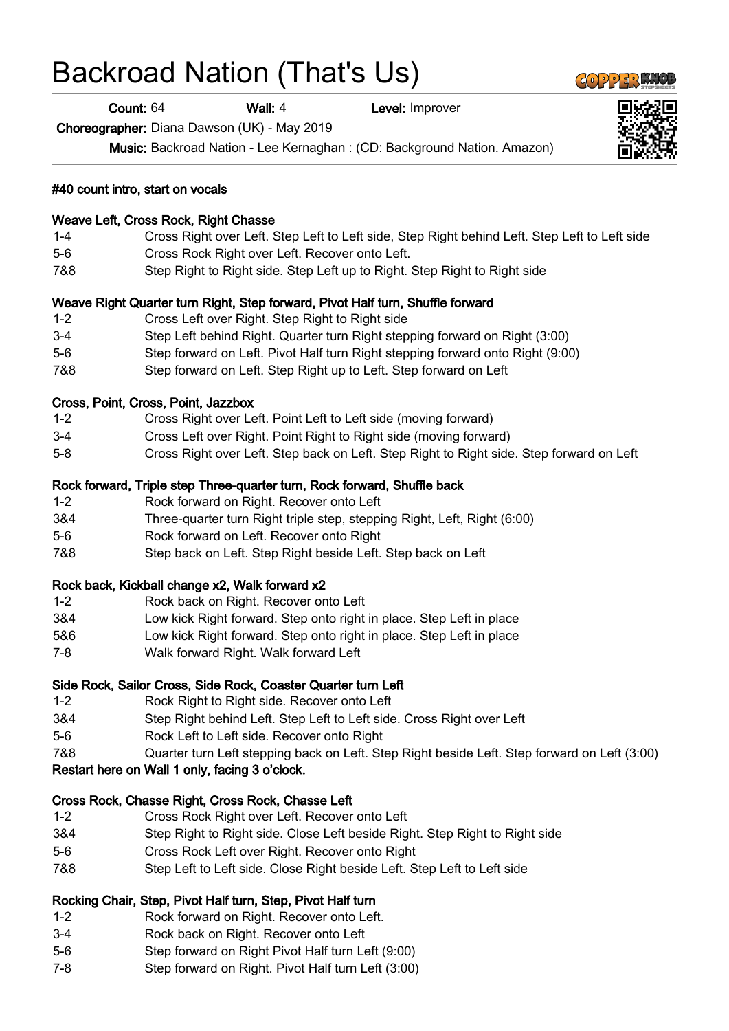# Backroad Nation (That's Us)

**Count:** 64 **Wall:** 4 **Level:** Improver

**Choreographer:** Diana Dawson (UK) - May 2019

**Music:** Backroad Nation - Lee Kernaghan : (CD: Background Nation. Amazon)

**#40 count intro, start on vocals**

**Weave Left, Cross Rock, Right Chasse**

| | |
|---|---|
| 1-4 | Cross Right over Left. Step Left to Left side, Step Right behind Left. Step Left to Left side |
| 5-6 | Cross Rock Right over Left. Recover onto Left. |
| 7&8 | Step Right to Right side. Step Left up to Right. Step Right to Right side |

**Weave Right Quarter turn Right, Step forward, Pivot Half turn, Shuffle forward**

| | |
|---|---|
| 1-2 | Cross Left over Right. Step Right to Right side |
| 3-4 | Step Left behind Right. Quarter turn Right stepping forward on Right (3:00) |
| 5-6 | Step forward on Left. Pivot Half turn Right stepping forward onto Right (9:00) |
| 7&8 | Step forward on Left. Step Right up to Left. Step forward on Left |

**Cross, Point, Cross, Point, Jazzbox**

| | |
|---|---|
| 1-2 | Cross Right over Left. Point Left to Left side (moving forward) |
| 3-4 | Cross Left over Right. Point Right to Right side (moving forward) |
| 5-8 | Cross Right over Left. Step back on Left. Step Right to Right side. Step forward on Left |

**Rock forward, Triple step Three-quarter turn, Rock forward, Shuffle back**

| | |
|---|---|
| 1-2 | Rock forward on Right. Recover onto Left |
| 3&4 | Three-quarter turn Right triple step, stepping Right, Left, Right (6:00) |
| 5-6 | Rock forward on Left. Recover onto Right |
| 7&8 | Step back on Left. Step Right beside Left. Step back on Left |

**Rock back, Kickball change x2, Walk forward x2**

| | |
|---|---|
| 1-2 | Rock back on Right. Recover onto Left |
| 3&4 | Low kick Right forward. Step onto right in place. Step Left in place |
| 5&6 | Low kick Right forward. Step onto right in place. Step Left in place |
| 7-8 | Walk forward Right. Walk forward Left |

**Side Rock, Sailor Cross, Side Rock, Coaster Quarter turn Left**

| | |
|---|---|
| 1-2 | Rock Right to Right side. Recover onto Left |
| 3&4 | Step Right behind Left. Step Left to Left side. Cross Right over Left |
| 5-6 | Rock Left to Left side. Recover onto Right |
| 7&8 | Quarter turn Left stepping back on Left. Step Right beside Left. Step forward on Left (3:00) |

**Restart here on Wall 1 only, facing 3 o'clock.**

**Cross Rock, Chasse Right, Cross Rock, Chasse Left**

| | |
|---|---|
| 1-2 | Cross Rock Right over Left. Recover onto Left |
| 3&4 | Step Right to Right side. Close Left beside Right. Step Right to Right side |
| 5-6 | Cross Rock Left over Right. Recover onto Right |
| 7&8 | Step Left to Left side. Close Right beside Left. Step Left to Left side |

**Rocking Chair, Step, Pivot Half turn, Step, Pivot Half turn**

| | |
|---|---|
| 1-2 | Rock forward on Right. Recover onto Left. |
| 3-4 | Rock back on Right. Recover onto Left |
| 5-6 | Step forward on Right Pivot Half turn Left (9:00) |
| 7-8 | Step forward on Right. Pivot Half turn Left (3:00) |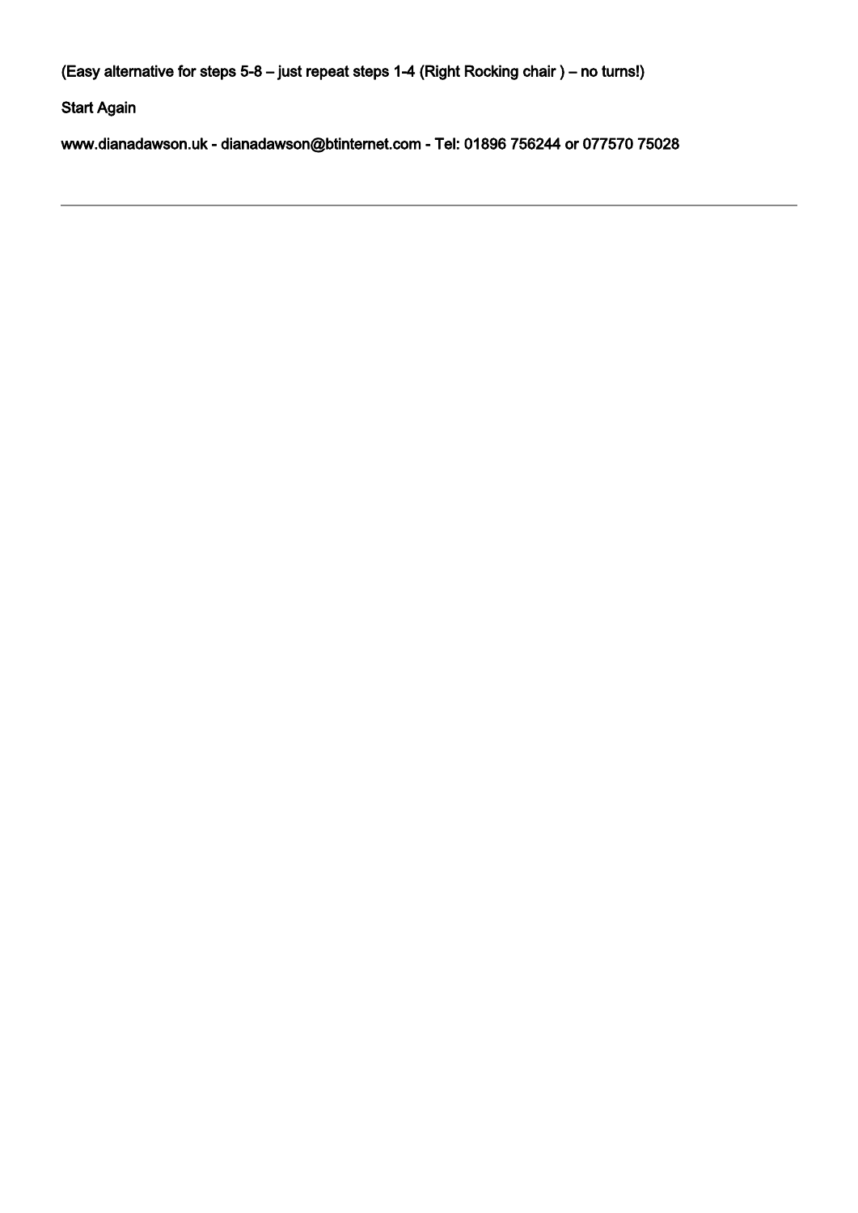(Easy alternative for steps 5-8 – just repeat steps 1-4 (Right Rocking chair ) – no turns!)

Start Again

www.dianadawson.uk - dianadawson@btinternet.com - Tel: 01896 756244 or 077570 75028

---